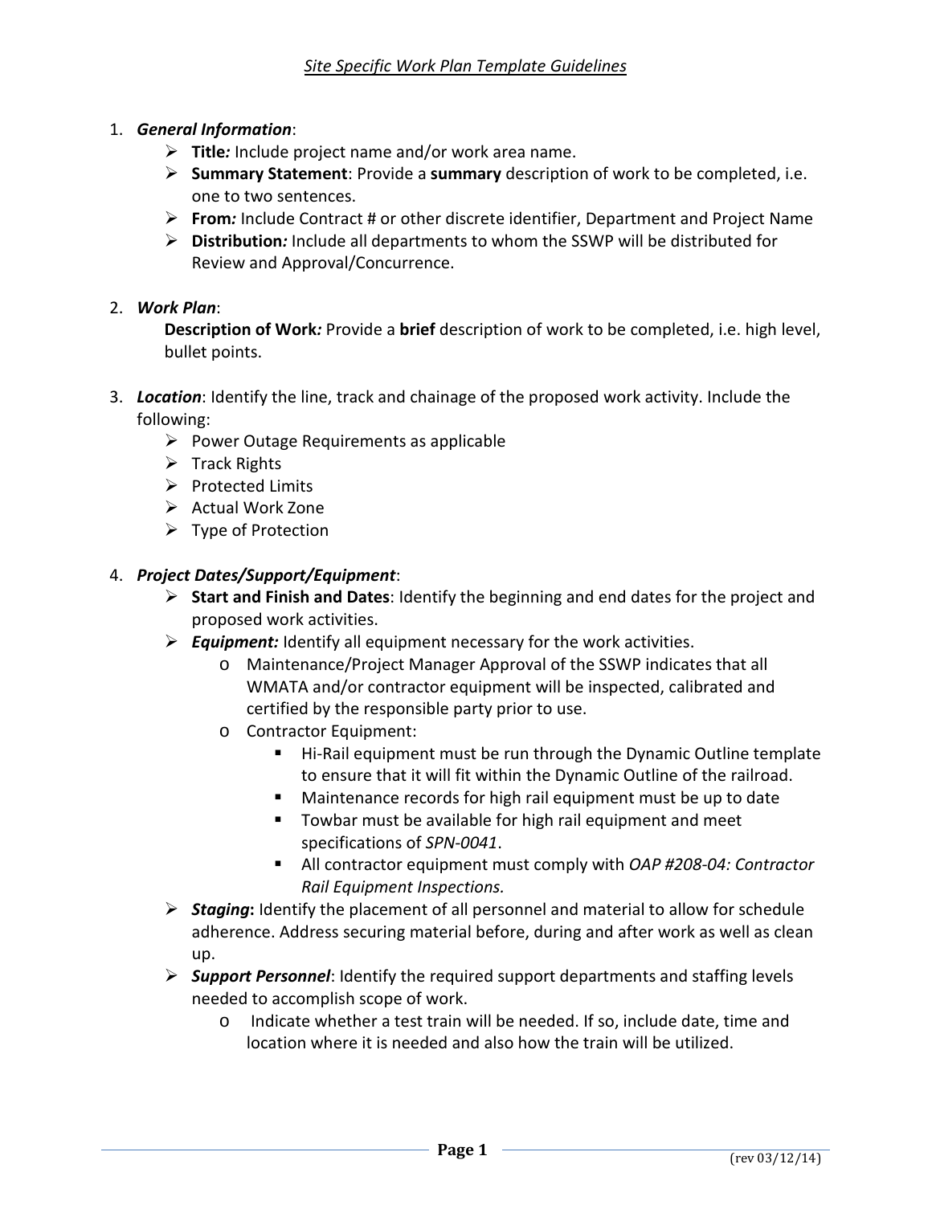# *Site Specific Work Plan Template Guidelines*

1. ***General Information***:
   - **Title*:*** Include project name and/or work area name.
   - **Summary Statement**: Provide a **summary** description of work to be completed, i.e. one to two sentences.
   - **From*:*** Include Contract # or other discrete identifier, Department and Project Name
   - **Distribution*:*** Include all departments to whom the SSWP will be distributed for Review and Approval/Concurrence.

2. ***Work Plan***:

   **Description of Work*:*** Provide a **brief** description of work to be completed, i.e. high level, bullet points.

3. ***Location***: Identify the line, track and chainage of the proposed work activity. Include the following:
   - Power Outage Requirements as applicable
   - Track Rights
   - Protected Limits
   - Actual Work Zone
   - Type of Protection

4. ***Project Dates/Support/Equipment***:
   - **Start and Finish and Dates**: Identify the beginning and end dates for the project and proposed work activities.
   - ***Equipment:*** Identify all equipment necessary for the work activities.
     - Maintenance/Project Manager Approval of the SSWP indicates that all WMATA and/or contractor equipment will be inspected, calibrated and certified by the responsible party prior to use.
     - Contractor Equipment:
       - Hi-Rail equipment must be run through the Dynamic Outline template to ensure that it will fit within the Dynamic Outline of the railroad.
       - Maintenance records for high rail equipment must be up to date
       - Towbar must be available for high rail equipment and meet specifications of *SPN-0041*.
       - All contractor equipment must comply with *OAP #208-04: Contractor Rail Equipment Inspections.*
   - ***Staging*:** Identify the placement of all personnel and material to allow for schedule adherence. Address securing material before, during and after work as well as clean up.
   - ***Support Personnel***: Identify the required support departments and staffing levels needed to accomplish scope of work.
     - Indicate whether a test train will be needed. If so, include date, time and location where it is needed and also how the train will be utilized.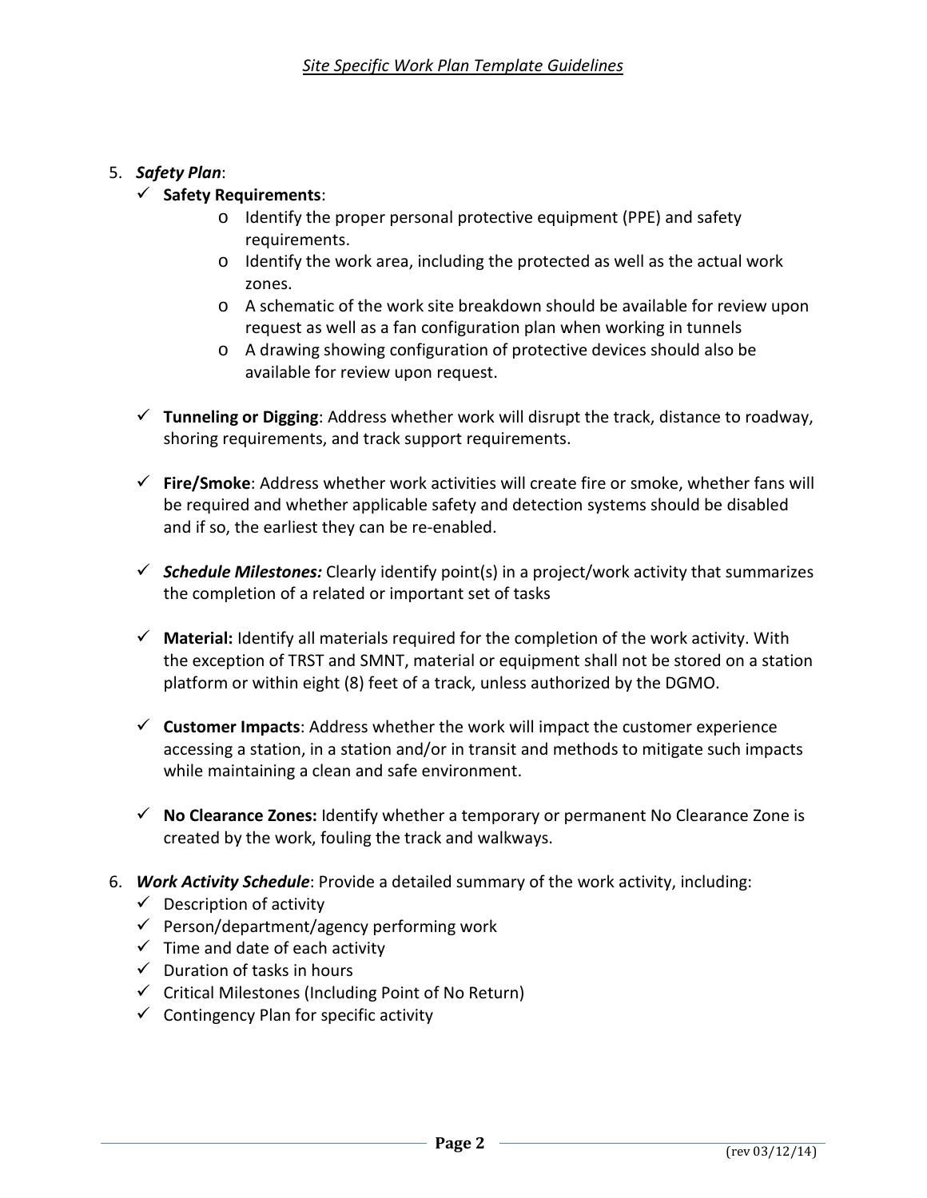5. ***Safety Plan***:
   - ✓ **Safety Requirements**:
     - Identify the proper personal protective equipment (PPE) and safety requirements.
     - Identify the work area, including the protected as well as the actual work zones.
     - A schematic of the work site breakdown should be available for review upon request as well as a fan configuration plan when working in tunnels
     - A drawing showing configuration of protective devices should also be available for review upon request.
   - ✓ **Tunneling or Digging**: Address whether work will disrupt the track, distance to roadway, shoring requirements, and track support requirements.
   - ✓ **Fire/Smoke**: Address whether work activities will create fire or smoke, whether fans will be required and whether applicable safety and detection systems should be disabled and if so, the earliest they can be re-enabled.
   - ✓ ***Schedule Milestones:*** Clearly identify point(s) in a project/work activity that summarizes the completion of a related or important set of tasks
   - ✓ **Material:** Identify all materials required for the completion of the work activity. With the exception of TRST and SMNT, material or equipment shall not be stored on a station platform or within eight (8) feet of a track, unless authorized by the DGMO.
   - ✓ **Customer Impacts**: Address whether the work will impact the customer experience accessing a station, in a station and/or in transit and methods to mitigate such impacts while maintaining a clean and safe environment.
   - ✓ **No Clearance Zones:** Identify whether a temporary or permanent No Clearance Zone is created by the work, fouling the track and walkways.

6. ***Work Activity Schedule***: Provide a detailed summary of the work activity, including:
   - ✓ Description of activity
   - ✓ Person/department/agency performing work
   - ✓ Time and date of each activity
   - ✓ Duration of tasks in hours
   - ✓ Critical Milestones (Including Point of No Return)
   - ✓ Contingency Plan for specific activity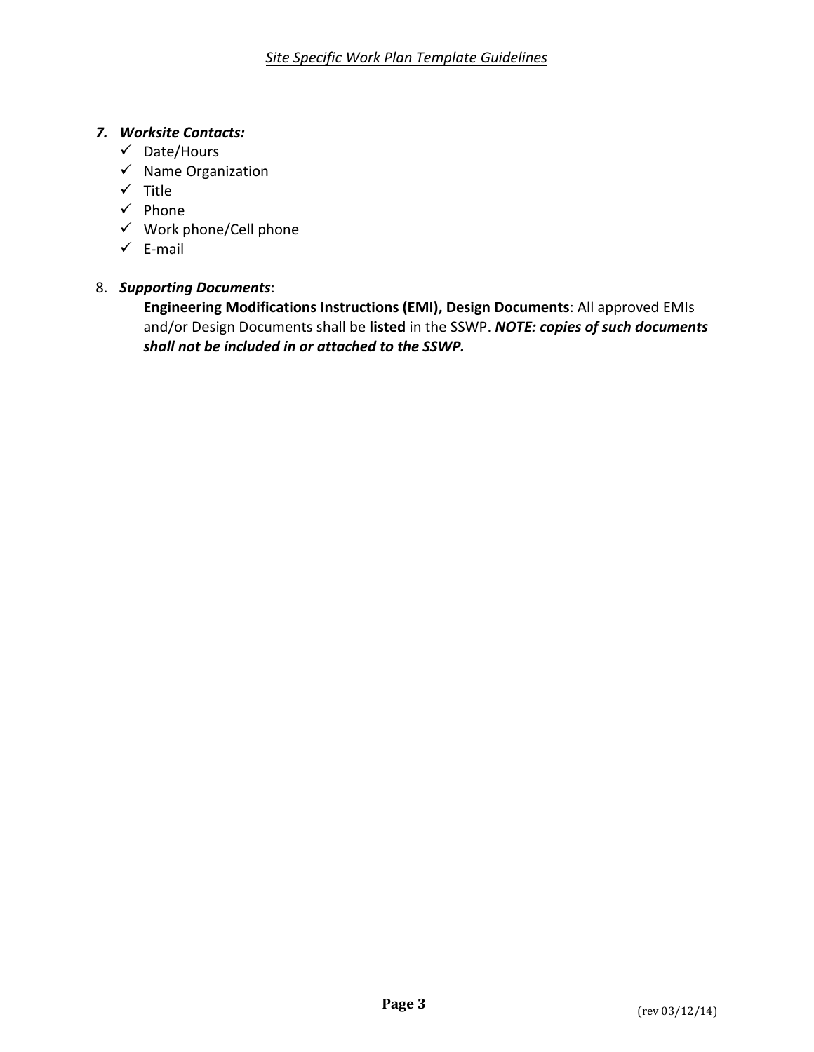7. ***Worksite Contacts:***
   - ✓ Date/Hours
   - ✓ Name Organization
   - ✓ Title
   - ✓ Phone
   - ✓ Work phone/Cell phone
   - ✓ E-mail

8. ***Supporting Documents***:

   **Engineering Modifications Instructions (EMI), Design Documents**: All approved EMIs and/or Design Documents shall be **listed** in the SSWP. ***NOTE: copies of such documents shall not be included in or attached to the SSWP.***